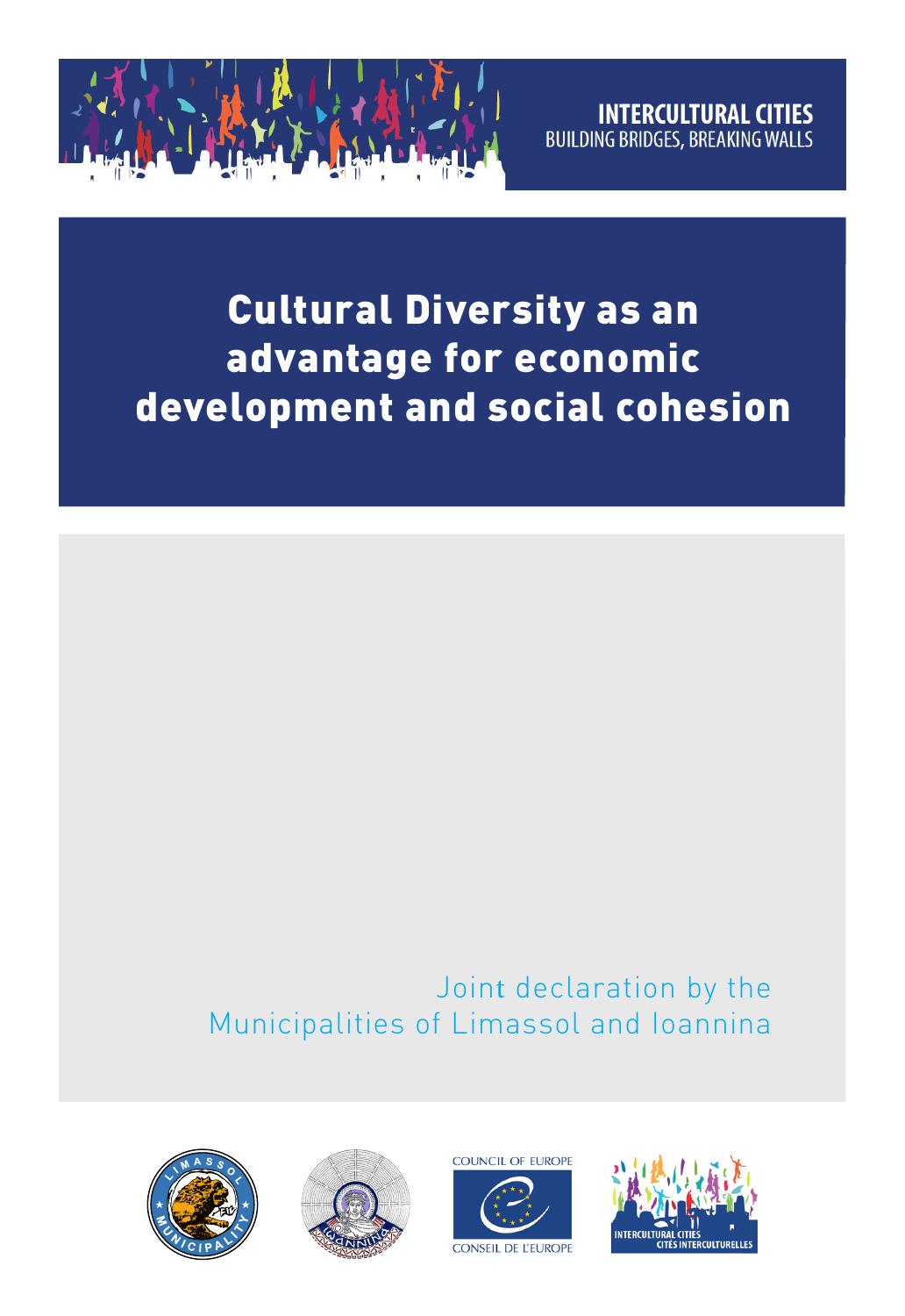INTERCULTURAL CITIES
BUILDING BRIDGES, BREAKING WALLS

# Cultural Diversity as an advantage for economic development and social cohesion

Joint declaration by the Municipalities of Limassol and Ioannina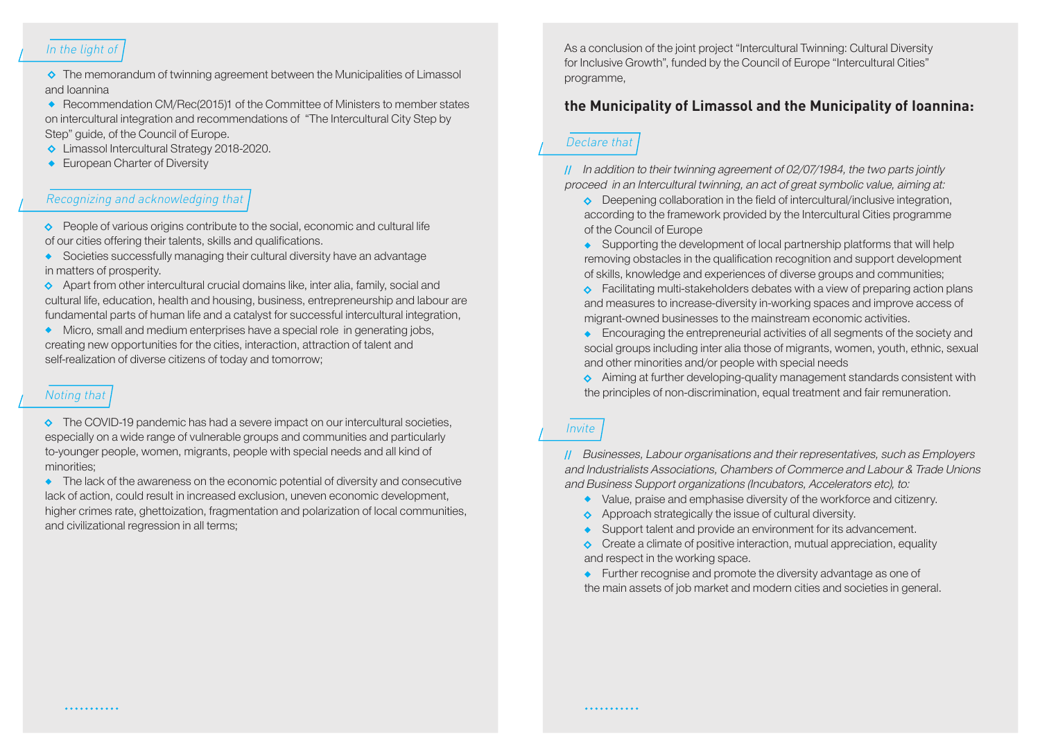*In the light of*

- The memorandum of twinning agreement between the Municipalities of Limassol and Ioannina
- Recommendation CM/Rec(2015)1 of the Committee of Ministers to member states on intercultural integration and recommendations of "The Intercultural City Step by Step" guide, of the Council of Europe.
- Limassol Intercultural Strategy 2018-2020.
- European Charter of Diversity

*Recognizing and acknowledging that*

- People of various origins contribute to the social, economic and cultural life of our cities offering their talents, skills and qualifications.
- Societies successfully managing their cultural diversity have an advantage in matters of prosperity.
- Apart from other intercultural crucial domains like, inter alia, family, social and cultural life, education, health and housing, business, entrepreneurship and labour are fundamental parts of human life and a catalyst for successful intercultural integration,
- Micro, small and medium enterprises have a special role in generating jobs, creating new opportunities for the cities, interaction, attraction of talent and self-realization of diverse citizens of today and tomorrow;

*Noting that*

- The COVID-19 pandemic has had a severe impact on our intercultural societies, especially on a wide range of vulnerable groups and communities and particularly to-younger people, women, migrants, people with special needs and all kind of minorities;
- The lack of the awareness on the economic potential of diversity and consecutive lack of action, could result in increased exclusion, uneven economic development, higher crimes rate, ghettoization, fragmentation and polarization of local communities, and civilizational regression in all terms;

As a conclusion of the joint project "Intercultural Twinning: Cultural Diversity for Inclusive Growth", funded by the Council of Europe "Intercultural Cities" programme,

## the Municipality of Limassol and the Municipality of Ioannina:

*Declare that*

// *In addition to their twinning agreement of 02/07/1984, the two parts jointly proceed in an Intercultural twinning, an act of great symbolic value, aiming at:*

- Deepening collaboration in the field of intercultural/inclusive integration, according to the framework provided by the Intercultural Cities programme of the Council of Europe
- Supporting the development of local partnership platforms that will help removing obstacles in the qualification recognition and support development of skills, knowledge and experiences of diverse groups and communities;
- Facilitating multi-stakeholders debates with a view of preparing action plans and measures to increase-diversity in-working spaces and improve access of migrant-owned businesses to the mainstream economic activities.
- Encouraging the entrepreneurial activities of all segments of the society and social groups including inter alia those of migrants, women, youth, ethnic, sexual and other minorities and/or people with special needs
- Aiming at further developing-quality management standards consistent with the principles of non-discrimination, equal treatment and fair remuneration.

*Invite*

// *Businesses, Labour organisations and their representatives, such as Employers and Industrialists Associations, Chambers of Commerce and Labour & Trade Unions and Business Support organizations (Incubators, Accelerators etc), to:*

- Value, praise and emphasise diversity of the workforce and citizenry.
- Approach strategically the issue of cultural diversity.
- Support talent and provide an environment for its advancement.
- Create a climate of positive interaction, mutual appreciation, equality and respect in the working space.
- Further recognise and promote the diversity advantage as one of the main assets of job market and modern cities and societies in general.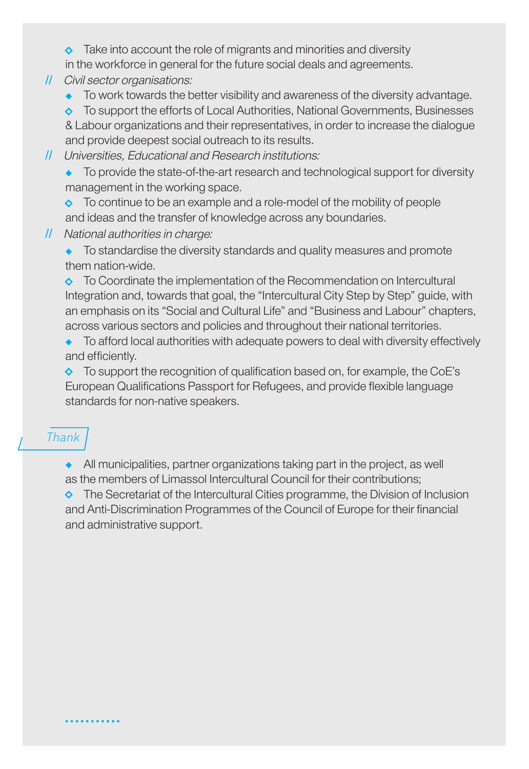- Take into account the role of migrants and minorities and diversity in the workforce in general for the future social deals and agreements.

// *Civil sector organisations:*

- To work towards the better visibility and awareness of the diversity advantage.
- To support the efforts of Local Authorities, National Governments, Businesses & Labour organizations and their representatives, in order to increase the dialogue and provide deepest social outreach to its results.

// *Universities, Educational and Research institutions:*

- To provide the state-of-the-art research and technological support for diversity management in the working space.
- To continue to be an example and a role-model of the mobility of people and ideas and the transfer of knowledge across any boundaries.

// *National authorities in charge:*

- To standardise the diversity standards and quality measures and promote them nation-wide.
- To Coordinate the implementation of the Recommendation on Intercultural Integration and, towards that goal, the "Intercultural City Step by Step" guide, with an emphasis on its "Social and Cultural Life" and "Business and Labour" chapters, across various sectors and policies and throughout their national territories.
- To afford local authorities with adequate powers to deal with diversity effectively and efficiently.
- To support the recognition of qualification based on, for example, the CoE's European Qualifications Passport for Refugees, and provide flexible language standards for non-native speakers.

## *Thank*

- All municipalities, partner organizations taking part in the project, as well as the members of Limassol Intercultural Council for their contributions;
- The Secretariat of the Intercultural Cities programme, the Division of Inclusion and Anti-Discrimination Programmes of the Council of Europe for their financial and administrative support.